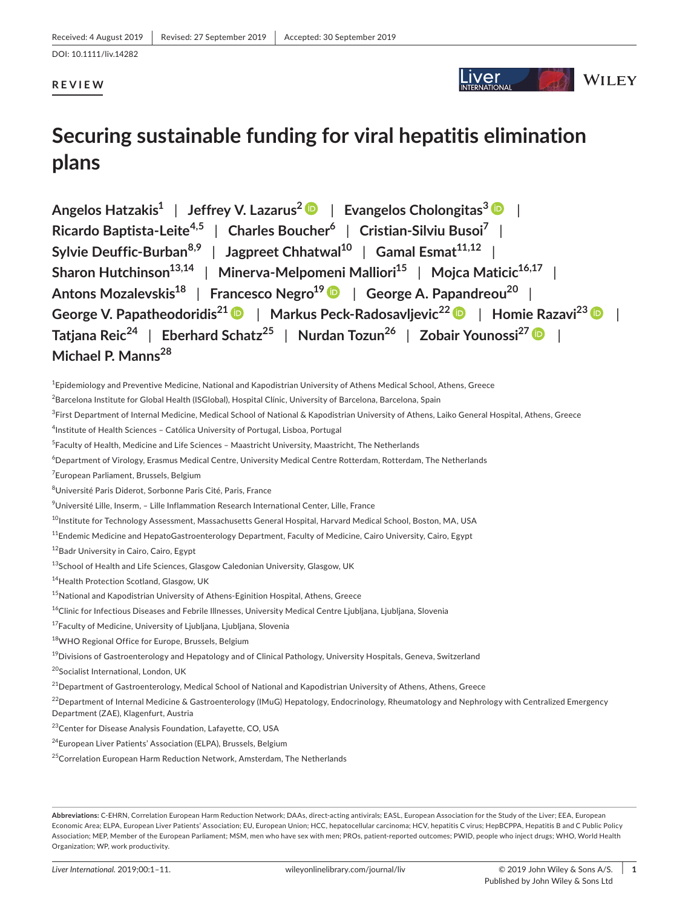Received: 4 August 2019 | Revised: 27 September 2019 | Accepted: 30 September 2019

DOI: 10.1111/liv.14282

**REVIEW**

# Securing sustainable funding for viral hepatitis elimination plans

**Angelos Hatzakis[1] | Jeffrey V. Lazarus[2] | Evangelos Cholongitas[3] | Ricardo Baptista-Leite[4,5] | Charles Boucher[6] | Cristian-Silviu Busoi[7] | Sylvie Deuffic-Burban[8,9] | Jagpreet Chhatwal[10] | Gamal Esmat[11,12] | Sharon Hutchinson[13,14] | Minerva-Melpomeni Malliori[15] | Mojca Maticic[16,17] | Antons Mozalevskis[18] | Francesco Negro[19] | George A. Papandreou[20] | George V. Papatheodoridis[21] | Markus Peck-Radosavljevic[22] | Homie Razavi[23] | Tatjana Reic[24] | Eberhard Schatz[25] | Nurdan Tozun[26] | Zobair Younossi[27] | Michael P. Manns[28]**

[1]Epidemiology and Preventive Medicine, National and Kapodistrian University of Athens Medical School, Athens, Greece

[2]Barcelona Institute for Global Health (ISGlobal), Hospital Clínic, University of Barcelona, Barcelona, Spain

[3]First Department of Internal Medicine, Medical School of National & Kapodistrian University of Athens, Laiko General Hospital, Athens, Greece

[4]Institute of Health Sciences – Católica University of Portugal, Lisboa, Portugal

[5]Faculty of Health, Medicine and Life Sciences – Maastricht University, Maastricht, The Netherlands

[6]Department of Virology, Erasmus Medical Centre, University Medical Centre Rotterdam, Rotterdam, The Netherlands

[7]European Parliament, Brussels, Belgium

[8]Université Paris Diderot, Sorbonne Paris Cité, Paris, France

[9]Université Lille, Inserm, – Lille Inflammation Research International Center, Lille, France

[10]Institute for Technology Assessment, Massachusetts General Hospital, Harvard Medical School, Boston, MA, USA

[11]Endemic Medicine and HepatoGastroenterology Department, Faculty of Medicine, Cairo University, Cairo, Egypt

[12]Badr University in Cairo, Cairo, Egypt

[13]School of Health and Life Sciences, Glasgow Caledonian University, Glasgow, UK

[14]Health Protection Scotland, Glasgow, UK

[15]National and Kapodistrian University of Athens-Eginition Hospital, Athens, Greece

[16]Clinic for Infectious Diseases and Febrile Illnesses, University Medical Centre Ljubljana, Ljubljana, Slovenia

[17]Faculty of Medicine, University of Ljubljana, Ljubljana, Slovenia

[18]WHO Regional Office for Europe, Brussels, Belgium

[19]Divisions of Gastroenterology and Hepatology and of Clinical Pathology, University Hospitals, Geneva, Switzerland

[20]Socialist International, London, UK

[21]Department of Gastroenterology, Medical School of National and Kapodistrian University of Athens, Athens, Greece

[22]Department of Internal Medicine & Gastroenterology (IMuG) Hepatology, Endocrinology, Rheumatology and Nephrology with Centralized Emergency Department (ZAE), Klagenfurt, Austria

[23]Center for Disease Analysis Foundation, Lafayette, CO, USA

[24]European Liver Patients' Association (ELPA), Brussels, Belgium

[25]Correlation European Harm Reduction Network, Amsterdam, The Netherlands

**Abbreviations:** C-EHRN, Correlation European Harm Reduction Network; DAAs, direct-acting antivirals; EASL, European Association for the Study of the Liver; EEA, European Economic Area; ELPA, European Liver Patients' Association; EU, European Union; HCC, hepatocellular carcinoma; HCV, hepatitis C virus; HepBCPPA, Hepatitis B and C Public Policy Association; MEP, Member of the European Parliament; MSM, men who have sex with men; PROs, patient-reported outcomes; PWID, people who inject drugs; WHO, World Health Organization; WP, work productivity.

© 2019 John Wiley & Sons A/S. Published by John Wiley & Sons Ltd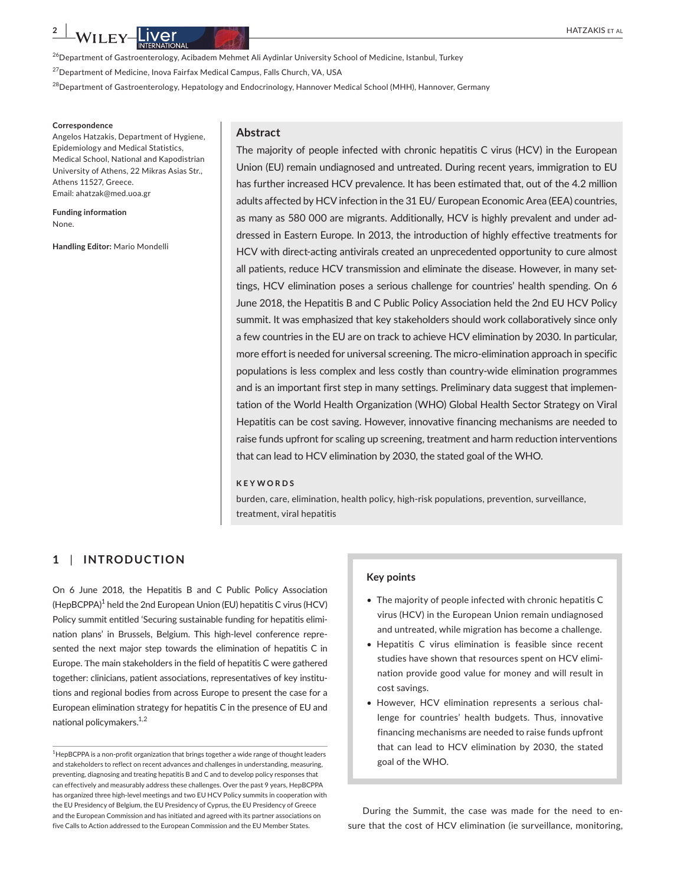[26]Department of Gastroenterology, Acibadem Mehmet Ali Aydinlar University School of Medicine, Istanbul, Turkey

[27]Department of Medicine, Inova Fairfax Medical Campus, Falls Church, VA, USA

[28]Department of Gastroenterology, Hepatology and Endocrinology, Hannover Medical School (MHH), Hannover, Germany

**Correspondence**
Angelos Hatzakis, Department of Hygiene, Epidemiology and Medical Statistics, Medical School, National and Kapodistrian University of Athens, 22 Mikras Asias Str., Athens 11527, Greece.
Email: ahatzak@med.uoa.gr

**Funding information**
None.

**Handling Editor:** Mario Mondelli

## Abstract

The majority of people infected with chronic hepatitis C virus (HCV) in the European Union (EU) remain undiagnosed and untreated. During recent years, immigration to EU has further increased HCV prevalence. It has been estimated that, out of the 4.2 million adults affected by HCV infection in the 31 EU/ European Economic Area (EEA) countries, as many as 580 000 are migrants. Additionally, HCV is highly prevalent and under addressed in Eastern Europe. In 2013, the introduction of highly effective treatments for HCV with direct-acting antivirals created an unprecedented opportunity to cure almost all patients, reduce HCV transmission and eliminate the disease. However, in many settings, HCV elimination poses a serious challenge for countries' health spending. On 6 June 2018, the Hepatitis B and C Public Policy Association held the 2nd EU HCV Policy summit. It was emphasized that key stakeholders should work collaboratively since only a few countries in the EU are on track to achieve HCV elimination by 2030. In particular, more effort is needed for universal screening. The micro-elimination approach in specific populations is less complex and less costly than country-wide elimination programmes and is an important first step in many settings. Preliminary data suggest that implementation of the World Health Organization (WHO) Global Health Sector Strategy on Viral Hepatitis can be cost saving. However, innovative financing mechanisms are needed to raise funds upfront for scaling up screening, treatment and harm reduction interventions that can lead to HCV elimination by 2030, the stated goal of the WHO.

**KEYWORDS**

burden, care, elimination, health policy, high-risk populations, prevention, surveillance, treatment, viral hepatitis

## 1 | INTRODUCTION

On 6 June 2018, the Hepatitis B and C Public Policy Association (HepBCPPA)[1] held the 2nd European Union (EU) hepatitis C virus (HCV) Policy summit entitled 'Securing sustainable funding for hepatitis elimination plans' in Brussels, Belgium. This high-level conference represented the next major step towards the elimination of hepatitis C in Europe. The main stakeholders in the field of hepatitis C were gathered together: clinicians, patient associations, representatives of key institutions and regional bodies from across Europe to present the case for a European elimination strategy for hepatitis C in the presence of EU and national policymakers.[1,2]

**Key points**

- The majority of people infected with chronic hepatitis C virus (HCV) in the European Union remain undiagnosed and untreated, while migration has become a challenge.
- Hepatitis C virus elimination is feasible since recent studies have shown that resources spent on HCV elimination provide good value for money and will result in cost savings.
- However, HCV elimination represents a serious challenge for countries' health budgets. Thus, innovative financing mechanisms are needed to raise funds upfront that can lead to HCV elimination by 2030, the stated goal of the WHO.

During the Summit, the case was made for the need to ensure that the cost of HCV elimination (ie surveillance, monitoring,

[1]HepBCPPA is a non-profit organization that brings together a wide range of thought leaders and stakeholders to reflect on recent advances and challenges in understanding, measuring, preventing, diagnosing and treating hepatitis B and C and to develop policy responses that can effectively and measurably address these challenges. Over the past 9 years, HepBCPPA has organized three high-level meetings and two EU HCV Policy summits in cooperation with the EU Presidency of Belgium, the EU Presidency of Cyprus, the EU Presidency of Greece and the European Commission and has initiated and agreed with its partner associations on five Calls to Action addressed to the European Commission and the EU Member States.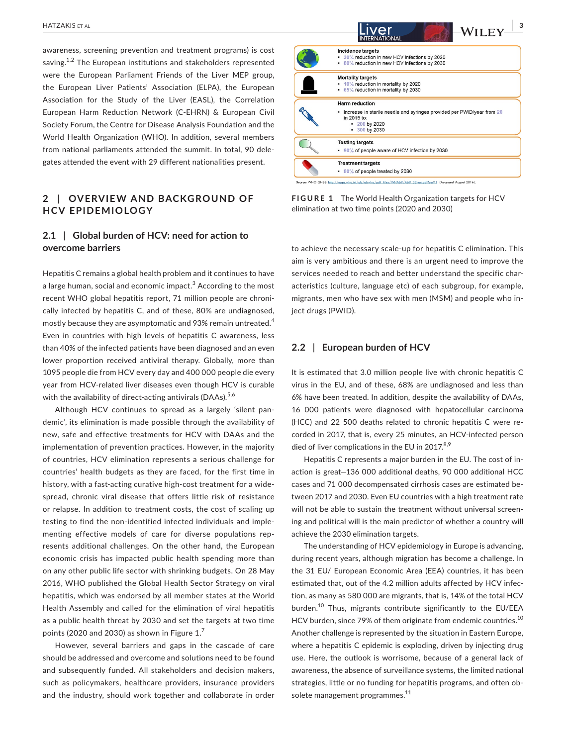awareness, screening prevention and treatment programs) is cost saving.[1,2] The European institutions and stakeholders represented were the European Parliament Friends of the Liver MEP group, the European Liver Patients' Association (ELPA), the European Association for the Study of the Liver (EASL), the Correlation European Harm Reduction Network (C-EHRN) & European Civil Society Forum, the Centre for Disease Analysis Foundation and the World Health Organization (WHO). In addition, several members from national parliaments attended the summit. In total, 90 delegates attended the event with 29 different nationalities present.

## 2 | OVERVIEW AND BACKGROUND OF HCV EPIDEMIOLOGY

### 2.1 | Global burden of HCV: need for action to overcome barriers

Hepatitis C remains a global health problem and it continues to have a large human, social and economic impact.[3] According to the most recent WHO global hepatitis report, 71 million people are chronically infected by hepatitis C, and of these, 80% are undiagnosed, mostly because they are asymptomatic and 93% remain untreated.[4] Even in countries with high levels of hepatitis C awareness, less than 40% of the infected patients have been diagnosed and an even lower proportion received antiviral therapy. Globally, more than 1095 people die from HCV every day and 400 000 people die every year from HCV-related liver diseases even though HCV is curable with the availability of direct-acting antivirals (DAAs).[5,6]

Although HCV continues to spread as a largely 'silent pandemic', its elimination is made possible through the availability of new, safe and effective treatments for HCV with DAAs and the implementation of prevention practices. However, in the majority of countries, HCV elimination represents a serious challenge for countries' health budgets as they are faced, for the first time in history, with a fast-acting curative high-cost treatment for a widespread, chronic viral disease that offers little risk of resistance or relapse. In addition to treatment costs, the cost of scaling up testing to find the non-identified infected individuals and implementing effective models of care for diverse populations represents additional challenges. On the other hand, the European economic crisis has impacted public health spending more than on any other public life sector with shrinking budgets. On 28 May 2016, WHO published the Global Health Sector Strategy on viral hepatitis, which was endorsed by all member states at the World Health Assembly and called for the elimination of viral hepatitis as a public health threat by 2030 and set the targets at two time points (2020 and 2030) as shown in Figure 1.[7]

However, several barriers and gaps in the cascade of care should be addressed and overcome and solutions need to be found and subsequently funded. All stakeholders and decision makers, such as policymakers, healthcare providers, insurance providers and the industry, should work together and collaborate in order to achieve the necessary scale-up for hepatitis C elimination. This aim is very ambitious and there is an urgent need to improve the services needed to reach and better understand the specific characteristics (culture, language etc) of each subgroup, for example, migrants, men who have sex with men (MSM) and people who inject drugs (PWID).

**Incidence targets**
- 30% reduction in new HCV infections by 2020
- 80% reduction in new HCV infections by 2030

**Mortality targets**
- 10% reduction in mortality by 2020
- 65% reduction in mortality by 2030

**Harm reduction**
- Increase in sterile needle and syringes provided per PWID/year from 20 in 2015 to:
  - 200 by 2020
  - 300 by 2030

**Testing targets**
- 90% of people aware of HCV infection by 2030

**Treatment targets**
- 80% of people treated by 2030

Source: WHO GHSS. http://apps.who.int/gb/ebwha/pdf_files/WHA69/A69_32-en.pdf?ua=1 (Accessed August 2016).

**FIGURE 1** The World Health Organization targets for HCV elimination at two time points (2020 and 2030)

### 2.2 | European burden of HCV

It is estimated that 3.0 million people live with chronic hepatitis C virus in the EU, and of these, 68% are undiagnosed and less than 6% have been treated. In addition, despite the availability of DAAs, 16 000 patients were diagnosed with hepatocellular carcinoma (HCC) and 22 500 deaths related to chronic hepatitis C were recorded in 2017, that is, every 25 minutes, an HCV-infected person died of liver complications in the EU in 2017.[8,9]

Hepatitis C represents a major burden in the EU. The cost of inaction is great—136 000 additional deaths, 90 000 additional HCC cases and 71 000 decompensated cirrhosis cases are estimated between 2017 and 2030. Even EU countries with a high treatment rate will not be able to sustain the treatment without universal screening and political will is the main predictor of whether a country will achieve the 2030 elimination targets.

The understanding of HCV epidemiology in Europe is advancing, during recent years, although migration has become a challenge. In the 31 EU/ European Economic Area (EEA) countries, it has been estimated that, out of the 4.2 million adults affected by HCV infection, as many as 580 000 are migrants, that is, 14% of the total HCV burden.[10] Thus, migrants contribute significantly to the EU/EEA HCV burden, since 79% of them originate from endemic countries.[10] Another challenge is represented by the situation in Eastern Europe, where a hepatitis C epidemic is exploding, driven by injecting drug use. Here, the outlook is worrisome, because of a general lack of awareness, the absence of surveillance systems, the limited national strategies, little or no funding for hepatitis programs, and often obsolete management programmes.[11]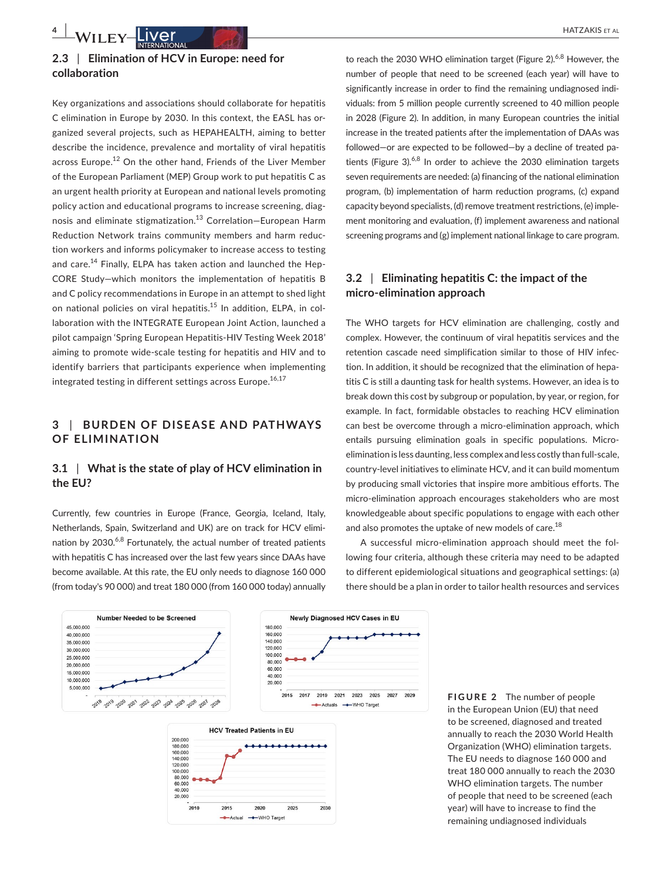## 2.3 | Elimination of HCV in Europe: need for collaboration

Key organizations and associations should collaborate for hepatitis C elimination in Europe by 2030. In this context, the EASL has organized several projects, such as HEPAHEALTH, aiming to better describe the incidence, prevalence and mortality of viral hepatitis across Europe.[12] On the other hand, Friends of the Liver Member of the European Parliament (MEP) Group work to put hepatitis C as an urgent health priority at European and national levels promoting policy action and educational programs to increase screening, diagnosis and eliminate stigmatization.[13] Correlation—European Harm Reduction Network trains community members and harm reduction workers and informs policymaker to increase access to testing and care.[14] Finally, ELPA has taken action and launched the Hep-CORE Study—which monitors the implementation of hepatitis B and C policy recommendations in Europe in an attempt to shed light on national policies on viral hepatitis.[15] In addition, ELPA, in collaboration with the INTEGRATE European Joint Action, launched a pilot campaign 'Spring European Hepatitis-HIV Testing Week 2018' aiming to promote wide-scale testing for hepatitis and HIV and to identify barriers that participants experience when implementing integrated testing in different settings across Europe.[16,17]

# 3 | BURDEN OF DISEASE AND PATHWAYS OF ELIMINATION

## 3.1 | What is the state of play of HCV elimination in the EU?

Currently, few countries in Europe (France, Georgia, Iceland, Italy, Netherlands, Spain, Switzerland and UK) are on track for HCV elimination by 2030.[6,8] Fortunately, the actual number of treated patients with hepatitis C has increased over the last few years since DAAs have become available. At this rate, the EU only needs to diagnose 160 000 (from today's 90 000) and treat 180 000 (from 160 000 today) annually to reach the 2030 WHO elimination target (Figure 2).[6,8] However, the number of people that need to be screened (each year) will have to significantly increase in order to find the remaining undiagnosed individuals: from 5 million people currently screened to 40 million people in 2028 (Figure 2). In addition, in many European countries the initial increase in the treated patients after the implementation of DAAs was followed—or are expected to be followed—by a decline of treated patients (Figure 3).[6,8] In order to achieve the 2030 elimination targets seven requirements are needed: (a) financing of the national elimination program, (b) implementation of harm reduction programs, (c) expand capacity beyond specialists, (d) remove treatment restrictions, (e) implement monitoring and evaluation, (f) implement awareness and national screening programs and (g) implement national linkage to care program.

## 3.2 | Eliminating hepatitis C: the impact of the micro-elimination approach

The WHO targets for HCV elimination are challenging, costly and complex. However, the continuum of viral hepatitis services and the retention cascade need simplification similar to those of HIV infection. In addition, it should be recognized that the elimination of hepatitis C is still a daunting task for health systems. However, an idea is to break down this cost by subgroup or population, by year, or region, for example. In fact, formidable obstacles to reaching HCV elimination can best be overcome through a micro-elimination approach, which entails pursuing elimination goals in specific populations. Micro-elimination is less daunting, less complex and less costly than full-scale, country-level initiatives to eliminate HCV, and it can build momentum by producing small victories that inspire more ambitious efforts. The micro-elimination approach encourages stakeholders who are most knowledgeable about specific populations to engage with each other and also promotes the uptake of new models of care.[18]

A successful micro-elimination approach should meet the following four criteria, although these criteria may need to be adapted to different epidemiological situations and geographical settings: (a) there should be a plan in order to tailor health resources and services

**FIGURE 2** The number of people in the European Union (EU) that need to be screened, diagnosed and treated annually to reach the 2030 World Health Organization (WHO) elimination targets. The EU needs to diagnose 160 000 and treat 180 000 annually to reach the 2030 WHO elimination targets. The number of people that need to be screened (each year) will have to increase to find the remaining undiagnosed individuals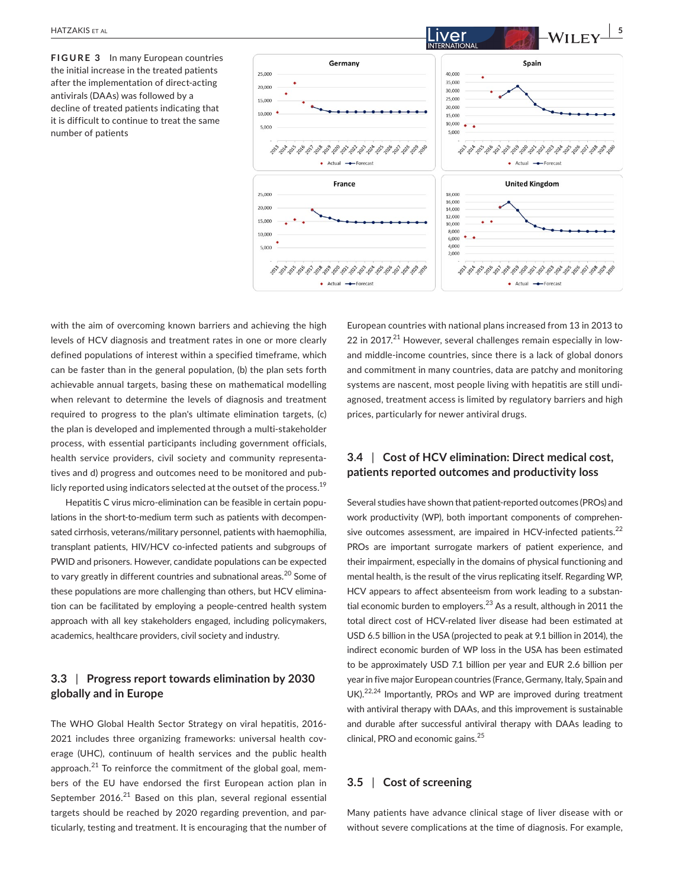**FIGURE 3** In many European countries the initial increase in the treated patients after the implementation of direct-acting antivirals (DAAs) was followed by a decline of treated patients indicating that it is difficult to continue to treat the same number of patients

with the aim of overcoming known barriers and achieving the high levels of HCV diagnosis and treatment rates in one or more clearly defined populations of interest within a specified timeframe, which can be faster than in the general population, (b) the plan sets forth achievable annual targets, basing these on mathematical modelling when relevant to determine the levels of diagnosis and treatment required to progress to the plan's ultimate elimination targets, (c) the plan is developed and implemented through a multi-stakeholder process, with essential participants including government officials, health service providers, civil society and community representatives and d) progress and outcomes need to be monitored and publicly reported using indicators selected at the outset of the process.[19]

Hepatitis C virus micro-elimination can be feasible in certain populations in the short-to-medium term such as patients with decompensated cirrhosis, veterans/military personnel, patients with haemophilia, transplant patients, HIV/HCV co-infected patients and subgroups of PWID and prisoners. However, candidate populations can be expected to vary greatly in different countries and subnational areas.[20] Some of these populations are more challenging than others, but HCV elimination can be facilitated by employing a people-centred health system approach with all key stakeholders engaged, including policymakers, academics, healthcare providers, civil society and industry.

## 3.3 | Progress report towards elimination by 2030 globally and in Europe

The WHO Global Health Sector Strategy on viral hepatitis, 2016-2021 includes three organizing frameworks: universal health coverage (UHC), continuum of health services and the public health approach.[21] To reinforce the commitment of the global goal, members of the EU have endorsed the first European action plan in September 2016.[21] Based on this plan, several regional essential targets should be reached by 2020 regarding prevention, and particularly, testing and treatment. It is encouraging that the number of European countries with national plans increased from 13 in 2013 to 22 in 2017.[21] However, several challenges remain especially in low- and middle-income countries, since there is a lack of global donors and commitment in many countries, data are patchy and monitoring systems are nascent, most people living with hepatitis are still undiagnosed, treatment access is limited by regulatory barriers and high prices, particularly for newer antiviral drugs.

## 3.4 | Cost of HCV elimination: Direct medical cost, patients reported outcomes and productivity loss

Several studies have shown that patient-reported outcomes (PROs) and work productivity (WP), both important components of comprehensive outcomes assessment, are impaired in HCV-infected patients.[22] PROs are important surrogate markers of patient experience, and their impairment, especially in the domains of physical functioning and mental health, is the result of the virus replicating itself. Regarding WP, HCV appears to affect absenteeism from work leading to a substantial economic burden to employers.[23] As a result, although in 2011 the total direct cost of HCV-related liver disease had been estimated at USD 6.5 billion in the USA (projected to peak at 9.1 billion in 2014), the indirect economic burden of WP loss in the USA has been estimated to be approximately USD 7.1 billion per year and EUR 2.6 billion per year in five major European countries (France, Germany, Italy, Spain and UK).[22,24] Importantly, PROs and WP are improved during treatment with antiviral therapy with DAAs, and this improvement is sustainable and durable after successful antiviral therapy with DAAs leading to clinical, PRO and economic gains.[25]

## 3.5 | Cost of screening

Many patients have advance clinical stage of liver disease with or without severe complications at the time of diagnosis. For example,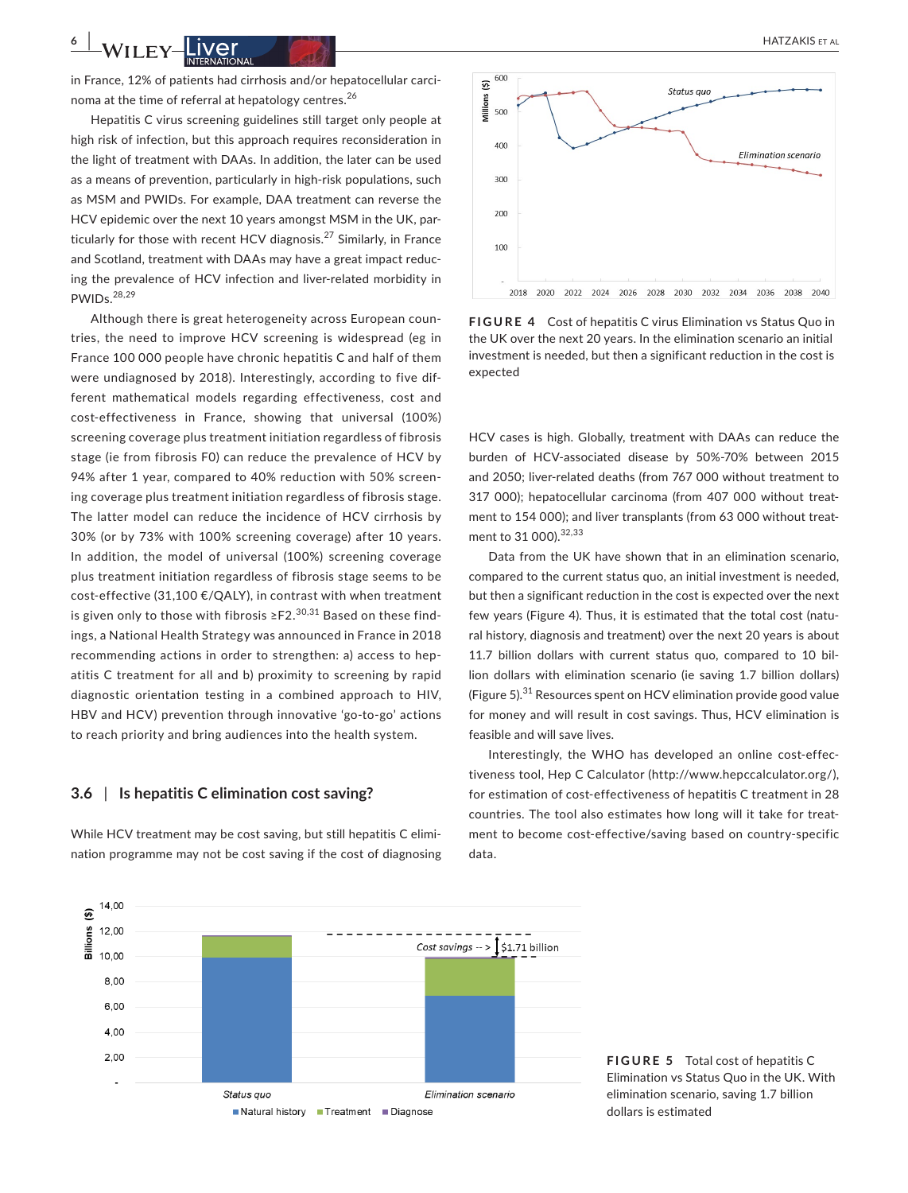in France, 12% of patients had cirrhosis and/or hepatocellular carcinoma at the time of referral at hepatology centres.[26]

Hepatitis C virus screening guidelines still target only people at high risk of infection, but this approach requires reconsideration in the light of treatment with DAAs. In addition, the later can be used as a means of prevention, particularly in high-risk populations, such as MSM and PWIDs. For example, DAA treatment can reverse the HCV epidemic over the next 10 years amongst MSM in the UK, particularly for those with recent HCV diagnosis.[27] Similarly, in France and Scotland, treatment with DAAs may have a great impact reducing the prevalence of HCV infection and liver-related morbidity in PWIDs.[28,29]

Although there is great heterogeneity across European countries, the need to improve HCV screening is widespread (eg in France 100 000 people have chronic hepatitis C and half of them were undiagnosed by 2018). Interestingly, according to five different mathematical models regarding effectiveness, cost and cost-effectiveness in France, showing that universal (100%) screening coverage plus treatment initiation regardless of fibrosis stage (ie from fibrosis F0) can reduce the prevalence of HCV by 94% after 1 year, compared to 40% reduction with 50% screening coverage plus treatment initiation regardless of fibrosis stage. The latter model can reduce the incidence of HCV cirrhosis by 30% (or by 73% with 100% screening coverage) after 10 years. In addition, the model of universal (100%) screening coverage plus treatment initiation regardless of fibrosis stage seems to be cost-effective (31,100 €/QALY), in contrast with when treatment is given only to those with fibrosis ≥F2.[30,31] Based on these findings, a National Health Strategy was announced in France in 2018 recommending actions in order to strengthen: a) access to hepatitis C treatment for all and b) proximity to screening by rapid diagnostic orientation testing in a combined approach to HIV, HBV and HCV) prevention through innovative 'go-to-go' actions to reach priority and bring audiences into the health system.

### 3.6 | Is hepatitis C elimination cost saving?

While HCV treatment may be cost saving, but still hepatitis C elimination programme may not be cost saving if the cost of diagnosing HCV cases is high. Globally, treatment with DAAs can reduce the burden of HCV-associated disease by 50%-70% between 2015 and 2050; liver-related deaths (from 767 000 without treatment to 317 000); hepatocellular carcinoma (from 407 000 without treatment to 154 000); and liver transplants (from 63 000 without treatment to 31 000).[32,33]

Data from the UK have shown that in an elimination scenario, compared to the current status quo, an initial investment is needed, but then a significant reduction in the cost is expected over the next few years (Figure 4). Thus, it is estimated that the total cost (natural history, diagnosis and treatment) over the next 20 years is about 11.7 billion dollars with current status quo, compared to 10 billion dollars with elimination scenario (ie saving 1.7 billion dollars) (Figure 5).[31] Resources spent on HCV elimination provide good value for money and will result in cost savings. Thus, HCV elimination is feasible and will save lives.

Interestingly, the WHO has developed an online cost-effectiveness tool, Hep C Calculator (http://www.hepccalculator.org/), for estimation of cost-effectiveness of hepatitis C treatment in 28 countries. The tool also estimates how long will it take for treatment to become cost-effective/saving based on country-specific data.

**FIGURE 4** Cost of hepatitis C virus Elimination vs Status Quo in the UK over the next 20 years. In the elimination scenario an initial investment is needed, but then a significant reduction in the cost is expected

**FIGURE 5** Total cost of hepatitis C Elimination vs Status Quo in the UK. With elimination scenario, saving 1.7 billion dollars is estimated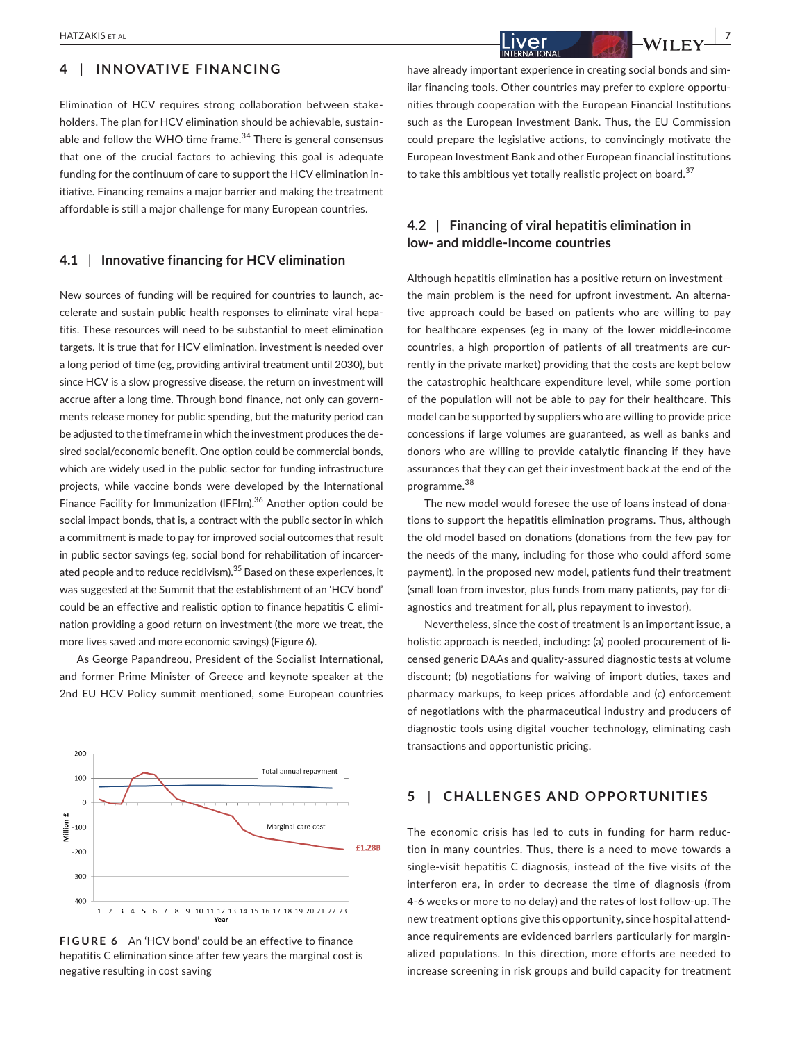## 4 | INNOVATIVE FINANCING

Elimination of HCV requires strong collaboration between stakeholders. The plan for HCV elimination should be achievable, sustainable and follow the WHO time frame.[34] There is general consensus that one of the crucial factors to achieving this goal is adequate funding for the continuum of care to support the HCV elimination initiative. Financing remains a major barrier and making the treatment affordable is still a major challenge for many European countries.

### 4.1 | Innovative financing for HCV elimination

New sources of funding will be required for countries to launch, accelerate and sustain public health responses to eliminate viral hepatitis. These resources will need to be substantial to meet elimination targets. It is true that for HCV elimination, investment is needed over a long period of time (eg, providing antiviral treatment until 2030), but since HCV is a slow progressive disease, the return on investment will accrue after a long time. Through bond finance, not only can governments release money for public spending, but the maturity period can be adjusted to the timeframe in which the investment produces the desired social/economic benefit. One option could be commercial bonds, which are widely used in the public sector for funding infrastructure projects, while vaccine bonds were developed by the International Finance Facility for Immunization (IFFIm).[36] Another option could be social impact bonds, that is, a contract with the public sector in which a commitment is made to pay for improved social outcomes that result in public sector savings (eg, social bond for rehabilitation of incarcerated people and to reduce recidivism).[35] Based on these experiences, it was suggested at the Summit that the establishment of an 'HCV bond' could be an effective and realistic option to finance hepatitis C elimination providing a good return on investment (the more we treat, the more lives saved and more economic savings) (Figure 6).

As George Papandreou, President of the Socialist International, and former Prime Minister of Greece and keynote speaker at the 2nd EU HCV Policy summit mentioned, some European countries have already important experience in creating social bonds and similar financing tools. Other countries may prefer to explore opportunities through cooperation with the European Financial Institutions such as the European Investment Bank. Thus, the EU Commission could prepare the legislative actions, to convincingly motivate the European Investment Bank and other European financial institutions to take this ambitious yet totally realistic project on board.[37]

**FIGURE 6** An 'HCV bond' could be an effective to finance hepatitis C elimination since after few years the marginal cost is negative resulting in cost saving

### 4.2 | Financing of viral hepatitis elimination in low- and middle-Income countries

Although hepatitis elimination has a positive return on investment—the main problem is the need for upfront investment. An alternative approach could be based on patients who are willing to pay for healthcare expenses (eg in many of the lower middle-income countries, a high proportion of patients of all treatments are currently in the private market) providing that the costs are kept below the catastrophic healthcare expenditure level, while some portion of the population will not be able to pay for their healthcare. This model can be supported by suppliers who are willing to provide price concessions if large volumes are guaranteed, as well as banks and donors who are willing to provide catalytic financing if they have assurances that they can get their investment back at the end of the programme.[38]

The new model would foresee the use of loans instead of donations to support the hepatitis elimination programs. Thus, although the old model based on donations (donations from the few pay for the needs of the many, including for those who could afford some payment), in the proposed new model, patients fund their treatment (small loan from investor, plus funds from many patients, pay for diagnostics and treatment for all, plus repayment to investor).

Nevertheless, since the cost of treatment is an important issue, a holistic approach is needed, including: (a) pooled procurement of licensed generic DAAs and quality-assured diagnostic tests at volume discount; (b) negotiations for waiving of import duties, taxes and pharmacy markups, to keep prices affordable and (c) enforcement of negotiations with the pharmaceutical industry and producers of diagnostic tools using digital voucher technology, eliminating cash transactions and opportunistic pricing.

## 5 | CHALLENGES AND OPPORTUNITIES

The economic crisis has led to cuts in funding for harm reduction in many countries. Thus, there is a need to move towards a single-visit hepatitis C diagnosis, instead of the five visits of the interferon era, in order to decrease the time of diagnosis (from 4-6 weeks or more to no delay) and the rates of lost follow-up. The new treatment options give this opportunity, since hospital attendance requirements are evidenced barriers particularly for marginalized populations. In this direction, more efforts are needed to increase screening in risk groups and build capacity for treatment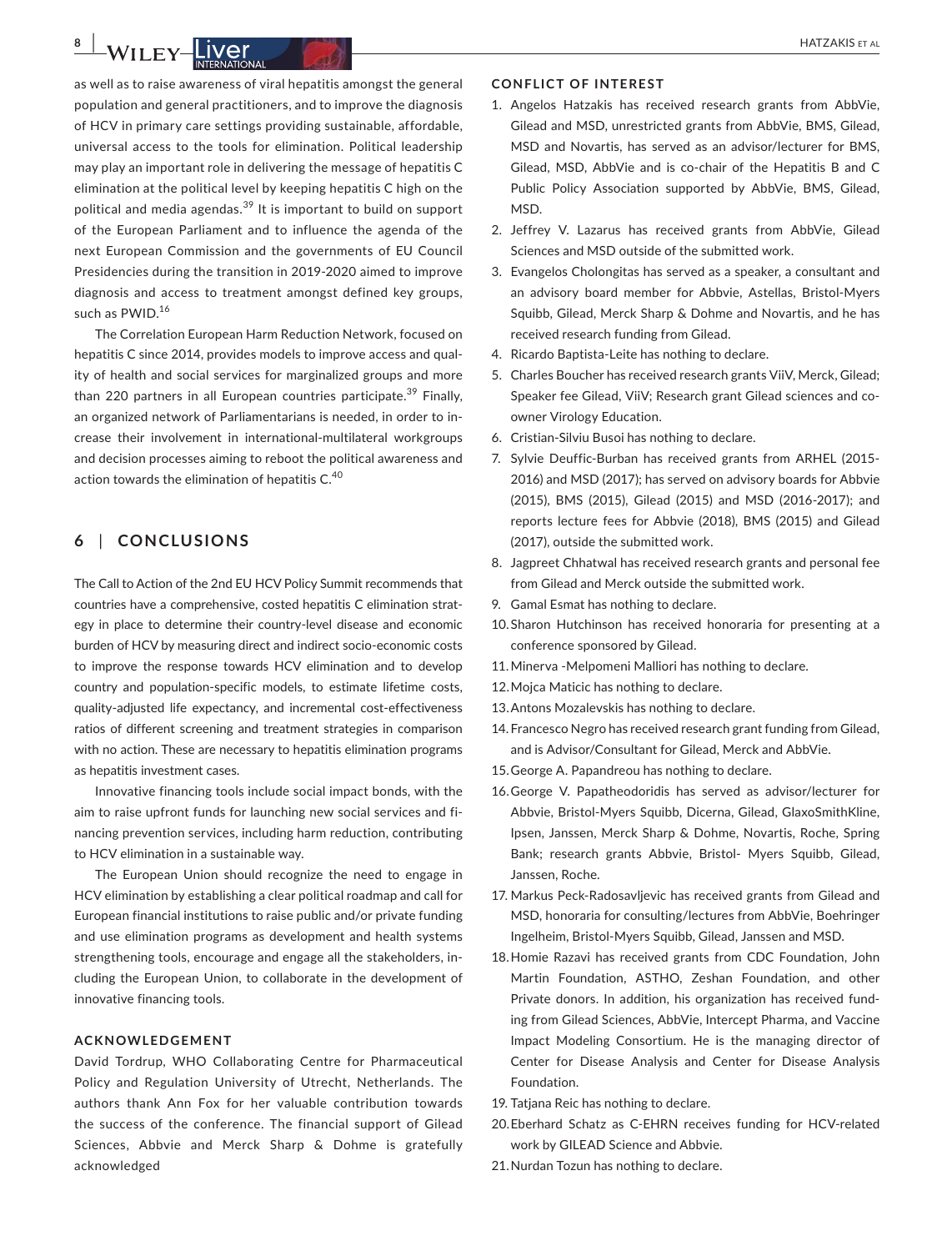as well as to raise awareness of viral hepatitis amongst the general population and general practitioners, and to improve the diagnosis of HCV in primary care settings providing sustainable, affordable, universal access to the tools for elimination. Political leadership may play an important role in delivering the message of hepatitis C elimination at the political level by keeping hepatitis C high on the political and media agendas.[39] It is important to build on support of the European Parliament and to influence the agenda of the next European Commission and the governments of EU Council Presidencies during the transition in 2019-2020 aimed to improve diagnosis and access to treatment amongst defined key groups, such as PWID.[16]

The Correlation European Harm Reduction Network, focused on hepatitis C since 2014, provides models to improve access and quality of health and social services for marginalized groups and more than 220 partners in all European countries participate.[39] Finally, an organized network of Parliamentarians is needed, in order to increase their involvement in international-multilateral workgroups and decision processes aiming to reboot the political awareness and action towards the elimination of hepatitis C.[40]

## 6 | CONCLUSIONS

The Call to Action of the 2nd EU HCV Policy Summit recommends that countries have a comprehensive, costed hepatitis C elimination strategy in place to determine their country-level disease and economic burden of HCV by measuring direct and indirect socio-economic costs to improve the response towards HCV elimination and to develop country and population-specific models, to estimate lifetime costs, quality-adjusted life expectancy, and incremental cost-effectiveness ratios of different screening and treatment strategies in comparison with no action. These are necessary to hepatitis elimination programs as hepatitis investment cases.

Innovative financing tools include social impact bonds, with the aim to raise upfront funds for launching new social services and financing prevention services, including harm reduction, contributing to HCV elimination in a sustainable way.

The European Union should recognize the need to engage in HCV elimination by establishing a clear political roadmap and call for European financial institutions to raise public and/or private funding and use elimination programs as development and health systems strengthening tools, encourage and engage all the stakeholders, including the European Union, to collaborate in the development of innovative financing tools.

### ACKNOWLEDGEMENT

David Tordrup, WHO Collaborating Centre for Pharmaceutical Policy and Regulation University of Utrecht, Netherlands. The authors thank Ann Fox for her valuable contribution towards the success of the conference. The financial support of Gilead Sciences, Abbvie and Merck Sharp & Dohme is gratefully acknowledged

### CONFLICT OF INTEREST

1. Angelos Hatzakis has received research grants from AbbVie, Gilead and MSD, unrestricted grants from AbbVie, BMS, Gilead, MSD and Novartis, has served as an advisor/lecturer for BMS, Gilead, MSD, AbbVie and is co-chair of the Hepatitis B and C Public Policy Association supported by AbbVie, BMS, Gilead, MSD.
2. Jeffrey V. Lazarus has received grants from AbbVie, Gilead Sciences and MSD outside of the submitted work.
3. Evangelos Cholongitas has served as a speaker, a consultant and an advisory board member for Abbvie, Astellas, Bristol-Myers Squibb, Gilead, Merck Sharp & Dohme and Novartis, and he has received research funding from Gilead.
4. Ricardo Baptista-Leite has nothing to declare.
5. Charles Boucher has received research grants ViiV, Merck, Gilead; Speaker fee Gilead, ViiV; Research grant Gilead sciences and co-owner Virology Education.
6. Cristian-Silviu Busoi has nothing to declare.
7. Sylvie Deuffic-Burban has received grants from ARHEL (2015-2016) and MSD (2017); has served on advisory boards for Abbvie (2015), BMS (2015), Gilead (2015) and MSD (2016-2017); and reports lecture fees for Abbvie (2018), BMS (2015) and Gilead (2017), outside the submitted work.
8. Jagpreet Chhatwal has received research grants and personal fee from Gilead and Merck outside the submitted work.
9. Gamal Esmat has nothing to declare.
10. Sharon Hutchinson has received honoraria for presenting at a conference sponsored by Gilead.
11. Minerva -Melpomeni Malliori has nothing to declare.
12. Mojca Maticic has nothing to declare.
13. Antons Mozalevskis has nothing to declare.
14. Francesco Negro has received research grant funding from Gilead, and is Advisor/Consultant for Gilead, Merck and AbbVie.
15. George A. Papandreou has nothing to declare.
16. George V. Papatheodoridis has served as advisor/lecturer for Abbvie, Bristol-Myers Squibb, Dicerna, Gilead, GlaxoSmithKline, Ipsen, Janssen, Merck Sharp & Dohme, Novartis, Roche, Spring Bank; research grants Abbvie, Bristol- Myers Squibb, Gilead, Janssen, Roche.
17. Markus Peck-Radosavljevic has received grants from Gilead and MSD, honoraria for consulting/lectures from AbbVie, Boehringer Ingelheim, Bristol-Myers Squibb, Gilead, Janssen and MSD.
18. Homie Razavi has received grants from CDC Foundation, John Martin Foundation, ASTHO, Zeshan Foundation, and other Private donors. In addition, his organization has received funding from Gilead Sciences, AbbVie, Intercept Pharma, and Vaccine Impact Modeling Consortium. He is the managing director of Center for Disease Analysis and Center for Disease Analysis Foundation.
19. Tatjana Reic has nothing to declare.
20. Eberhard Schatz as C-EHRN receives funding for HCV-related work by GILEAD Science and Abbvie.
21. Nurdan Tozun has nothing to declare.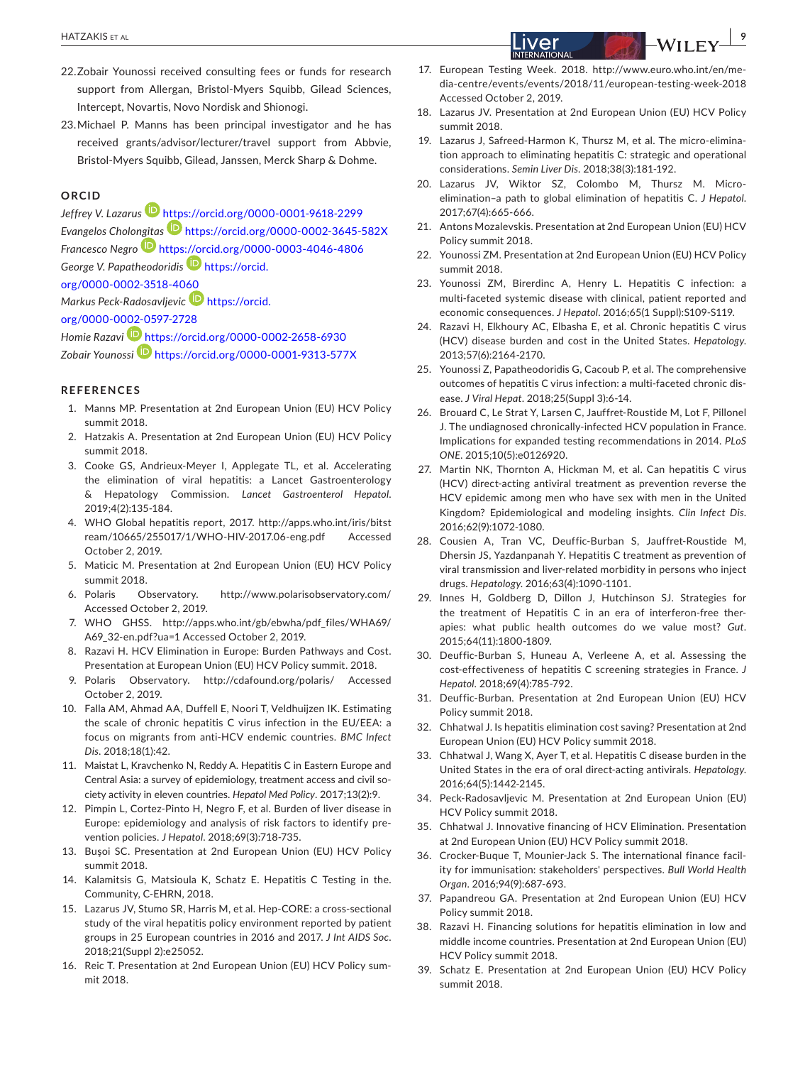22. Zobair Younossi received consulting fees or funds for research support from Allergan, Bristol-Myers Squibb, Gilead Sciences, Intercept, Novartis, Novo Nordisk and Shionogi.
23. Michael P. Manns has been principal investigator and he has received grants/advisor/lecturer/travel support from Abbvie, Bristol-Myers Squibb, Gilead, Janssen, Merck Sharp & Dohme.

## ORCID

*Jeffrey V. Lazarus* https://orcid.org/0000-0001-9618-2299
*Evangelos Cholongitas* https://orcid.org/0000-0002-3645-582X
*Francesco Negro* https://orcid.org/0000-0003-4046-4806
*George V. Papatheodoridis* https://orcid.org/0000-0002-3518-4060
*Markus Peck-Radosavljevic* https://orcid.org/0000-0002-0597-2728
*Homie Razavi* https://orcid.org/0000-0002-2658-6930
*Zobair Younossi* https://orcid.org/0000-0001-9313-577X

## REFERENCES

1. Manns MP. Presentation at 2nd European Union (EU) HCV Policy summit 2018.
2. Hatzakis A. Presentation at 2nd European Union (EU) HCV Policy summit 2018.
3. Cooke GS, Andrieux-Meyer I, Applegate TL, et al. Accelerating the elimination of viral hepatitis: a Lancet Gastroenterology & Hepatology Commission. *Lancet Gastroenterol Hepatol*. 2019;4(2):135-184.
4. WHO Global hepatitis report, 2017. http://apps.who.int/iris/bitstream/10665/255017/1/WHO-HIV-2017.06-eng.pdf Accessed October 2, 2019.
5. Maticic M. Presentation at 2nd European Union (EU) HCV Policy summit 2018.
6. Polaris Observatory. http://www.polarisobservatory.com/ Accessed October 2, 2019.
7. WHO GHSS. http://apps.who.int/gb/ebwha/pdf_files/WHA69/A69_32-en.pdf?ua=1 Accessed October 2, 2019.
8. Razavi H. HCV Elimination in Europe: Burden Pathways and Cost. Presentation at European Union (EU) HCV Policy summit. 2018.
9. Polaris Observatory. http://cdafound.org/polaris/ Accessed October 2, 2019.
10. Falla AM, Ahmad AA, Duffell E, Noori T, Veldhuijzen IK. Estimating the scale of chronic hepatitis C virus infection in the EU/EEA: a focus on migrants from anti-HCV endemic countries. *BMC Infect Dis*. 2018;18(1):42.
11. Maistat L, Kravchenko N, Reddy A. Hepatitis C in Eastern Europe and Central Asia: a survey of epidemiology, treatment access and civil society activity in eleven countries. *Hepatol Med Policy*. 2017;13(2):9.
12. Pimpin L, Cortez-Pinto H, Negro F, et al. Burden of liver disease in Europe: epidemiology and analysis of risk factors to identify prevention policies. *J Hepatol*. 2018;69(3):718-735.
13. Buşoi SC. Presentation at 2nd European Union (EU) HCV Policy summit 2018.
14. Kalamitsis G, Matsioula K, Schatz E. Hepatitis C Testing in the. Community, C-EHRN, 2018.
15. Lazarus JV, Stumo SR, Harris M, et al. Hep-CORE: a cross-sectional study of the viral hepatitis policy environment reported by patient groups in 25 European countries in 2016 and 2017. *J Int AIDS Soc*. 2018;21(Suppl 2):e25052.
16. Reic T. Presentation at 2nd European Union (EU) HCV Policy summit 2018.
17. European Testing Week. 2018. http://www.euro.who.int/en/media-centre/events/events/2018/11/european-testing-week-2018 Accessed October 2, 2019.
18. Lazarus JV. Presentation at 2nd European Union (EU) HCV Policy summit 2018.
19. Lazarus J, Safreed-Harmon K, Thursz M, et al. The micro-elimination approach to eliminating hepatitis C: strategic and operational considerations. *Semin Liver Dis*. 2018;38(3):181-192.
20. Lazarus JV, Wiktor SZ, Colombo M, Thursz M. Micro-elimination–a path to global elimination of hepatitis C. *J Hepatol*. 2017;67(4):665-666.
21. Antons Mozalevskis. Presentation at 2nd European Union (EU) HCV Policy summit 2018.
22. Younossi ZM. Presentation at 2nd European Union (EU) HCV Policy summit 2018.
23. Younossi ZM, Birerdinc A, Henry L. Hepatitis C infection: a multi-faceted systemic disease with clinical, patient reported and economic consequences. *J Hepatol*. 2016;65(1 Suppl):S109-S119.
24. Razavi H, Elkhoury AC, Elbasha E, et al. Chronic hepatitis C virus (HCV) disease burden and cost in the United States. *Hepatology*. 2013;57(6):2164-2170.
25. Younossi Z, Papatheodoridis G, Cacoub P, et al. The comprehensive outcomes of hepatitis C virus infection: a multi-faceted chronic disease. *J Viral Hepat*. 2018;25(Suppl 3):6-14.
26. Brouard C, Le Strat Y, Larsen C, Jauffret-Roustide M, Lot F, Pillonel J. The undiagnosed chronically-infected HCV population in France. Implications for expanded testing recommendations in 2014. *PLoS ONE*. 2015;10(5):e0126920.
27. Martin NK, Thornton A, Hickman M, et al. Can hepatitis C virus (HCV) direct-acting antiviral treatment as prevention reverse the HCV epidemic among men who have sex with men in the United Kingdom? Epidemiological and modeling insights. *Clin Infect Dis*. 2016;62(9):1072-1080.
28. Cousien A, Tran VC, Deuffic-Burban S, Jauffret-Roustide M, Dhersin JS, Yazdanpanah Y. Hepatitis C treatment as prevention of viral transmission and liver-related morbidity in persons who inject drugs. *Hepatology*. 2016;63(4):1090-1101.
29. Innes H, Goldberg D, Dillon J, Hutchinson SJ. Strategies for the treatment of Hepatitis C in an era of interferon-free therapies: what public health outcomes do we value most? *Gut*. 2015;64(11):1800-1809.
30. Deuffic-Burban S, Huneau A, Verleene A, et al. Assessing the cost-effectiveness of hepatitis C screening strategies in France. *J Hepatol*. 2018;69(4):785-792.
31. Deuffic-Burban. Presentation at 2nd European Union (EU) HCV Policy summit 2018.
32. Chhatwal J. Is hepatitis elimination cost saving? Presentation at 2nd European Union (EU) HCV Policy summit 2018.
33. Chhatwal J, Wang X, Ayer T, et al. Hepatitis C disease burden in the United States in the era of oral direct-acting antivirals. *Hepatology*. 2016;64(5):1442-2145.
34. Peck-Radosavljevic M. Presentation at 2nd European Union (EU) HCV Policy summit 2018.
35. Chhatwal J. Innovative financing of HCV Elimination. Presentation at 2nd European Union (EU) HCV Policy summit 2018.
36. Crocker-Buque T, Mounier-Jack S. The international finance facility for immunisation: stakeholders' perspectives. *Bull World Health Organ*. 2016;94(9):687-693.
37. Papandreou GA. Presentation at 2nd European Union (EU) HCV Policy summit 2018.
38. Razavi H. Financing solutions for hepatitis elimination in low and middle income countries. Presentation at 2nd European Union (EU) HCV Policy summit 2018.
39. Schatz E. Presentation at 2nd European Union (EU) HCV Policy summit 2018.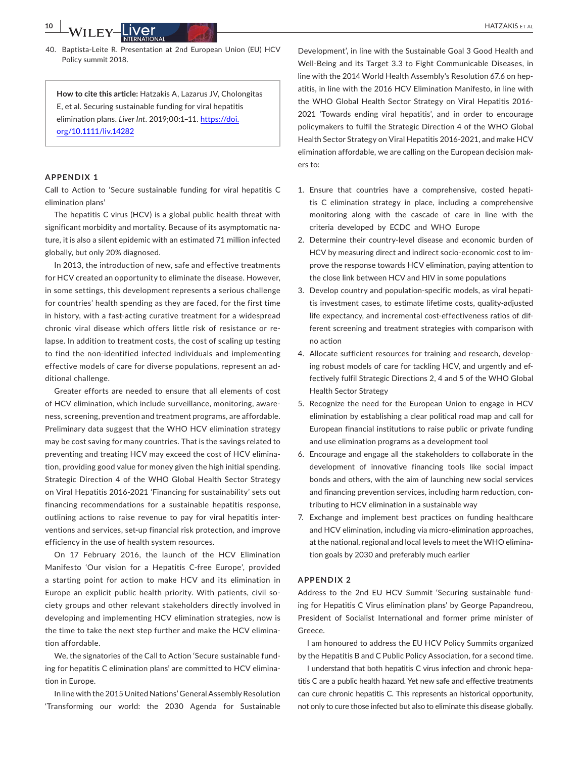40. Baptista-Leite R. Presentation at 2nd European Union (EU) HCV Policy summit 2018.

**How to cite this article:** Hatzakis A, Lazarus JV, Cholongitas E, et al. Securing sustainable funding for viral hepatitis elimination plans. *Liver Int*. 2019;00:1–11. https://doi.org/10.1111/liv.14282

## APPENDIX 1

Call to Action to 'Secure sustainable funding for viral hepatitis C elimination plans'

The hepatitis C virus (HCV) is a global public health threat with significant morbidity and mortality. Because of its asymptomatic nature, it is also a silent epidemic with an estimated 71 million infected globally, but only 20% diagnosed.

In 2013, the introduction of new, safe and effective treatments for HCV created an opportunity to eliminate the disease. However, in some settings, this development represents a serious challenge for countries' health spending as they are faced, for the first time in history, with a fast-acting curative treatment for a widespread chronic viral disease which offers little risk of resistance or relapse. In addition to treatment costs, the cost of scaling up testing to find the non-identified infected individuals and implementing effective models of care for diverse populations, represent an additional challenge.

Greater efforts are needed to ensure that all elements of cost of HCV elimination, which include surveillance, monitoring, awareness, screening, prevention and treatment programs, are affordable. Preliminary data suggest that the WHO HCV elimination strategy may be cost saving for many countries. That is the savings related to preventing and treating HCV may exceed the cost of HCV elimination, providing good value for money given the high initial spending. Strategic Direction 4 of the WHO Global Health Sector Strategy on Viral Hepatitis 2016-2021 'Financing for sustainability' sets out financing recommendations for a sustainable hepatitis response, outlining actions to raise revenue to pay for viral hepatitis interventions and services, set-up financial risk protection, and improve efficiency in the use of health system resources.

On 17 February 2016, the launch of the HCV Elimination Manifesto 'Our vision for a Hepatitis C-free Europe', provided a starting point for action to make HCV and its elimination in Europe an explicit public health priority. With patients, civil society groups and other relevant stakeholders directly involved in developing and implementing HCV elimination strategies, now is the time to take the next step further and make the HCV elimination affordable.

We, the signatories of the Call to Action 'Secure sustainable funding for hepatitis C elimination plans' are committed to HCV elimination in Europe.

In line with the 2015 United Nations' General Assembly Resolution 'Transforming our world: the 2030 Agenda for Sustainable Development', in line with the Sustainable Goal 3 Good Health and Well-Being and its Target 3.3 to Fight Communicable Diseases, in line with the 2014 World Health Assembly's Resolution 67.6 on hepatitis, in line with the 2016 HCV Elimination Manifesto, in line with the WHO Global Health Sector Strategy on Viral Hepatitis 2016-2021 'Towards ending viral hepatitis', and in order to encourage policymakers to fulfil the Strategic Direction 4 of the WHO Global Health Sector Strategy on Viral Hepatitis 2016-2021, and make HCV elimination affordable, we are calling on the European decision makers to:

1. Ensure that countries have a comprehensive, costed hepatitis C elimination strategy in place, including a comprehensive monitoring along with the cascade of care in line with the criteria developed by ECDC and WHO Europe
2. Determine their country-level disease and economic burden of HCV by measuring direct and indirect socio-economic cost to improve the response towards HCV elimination, paying attention to the close link between HCV and HIV in some populations
3. Develop country and population-specific models, as viral hepatitis investment cases, to estimate lifetime costs, quality-adjusted life expectancy, and incremental cost-effectiveness ratios of different screening and treatment strategies with comparison with no action
4. Allocate sufficient resources for training and research, developing robust models of care for tackling HCV, and urgently and effectively fulfil Strategic Directions 2, 4 and 5 of the WHO Global Health Sector Strategy
5. Recognize the need for the European Union to engage in HCV elimination by establishing a clear political road map and call for European financial institutions to raise public or private funding and use elimination programs as a development tool
6. Encourage and engage all the stakeholders to collaborate in the development of innovative financing tools like social impact bonds and others, with the aim of launching new social services and financing prevention services, including harm reduction, contributing to HCV elimination in a sustainable way
7. Exchange and implement best practices on funding healthcare and HCV elimination, including via micro-elimination approaches, at the national, regional and local levels to meet the WHO elimination goals by 2030 and preferably much earlier

## APPENDIX 2

Address to the 2nd EU HCV Summit 'Securing sustainable funding for Hepatitis C Virus elimination plans' by George Papandreou, President of Socialist International and former prime minister of Greece.

I am honoured to address the EU HCV Policy Summits organized by the Hepatitis B and C Public Policy Association, for a second time.

I understand that both hepatitis C virus infection and chronic hepatitis C are a public health hazard. Yet new safe and effective treatments can cure chronic hepatitis C. This represents an historical opportunity, not only to cure those infected but also to eliminate this disease globally.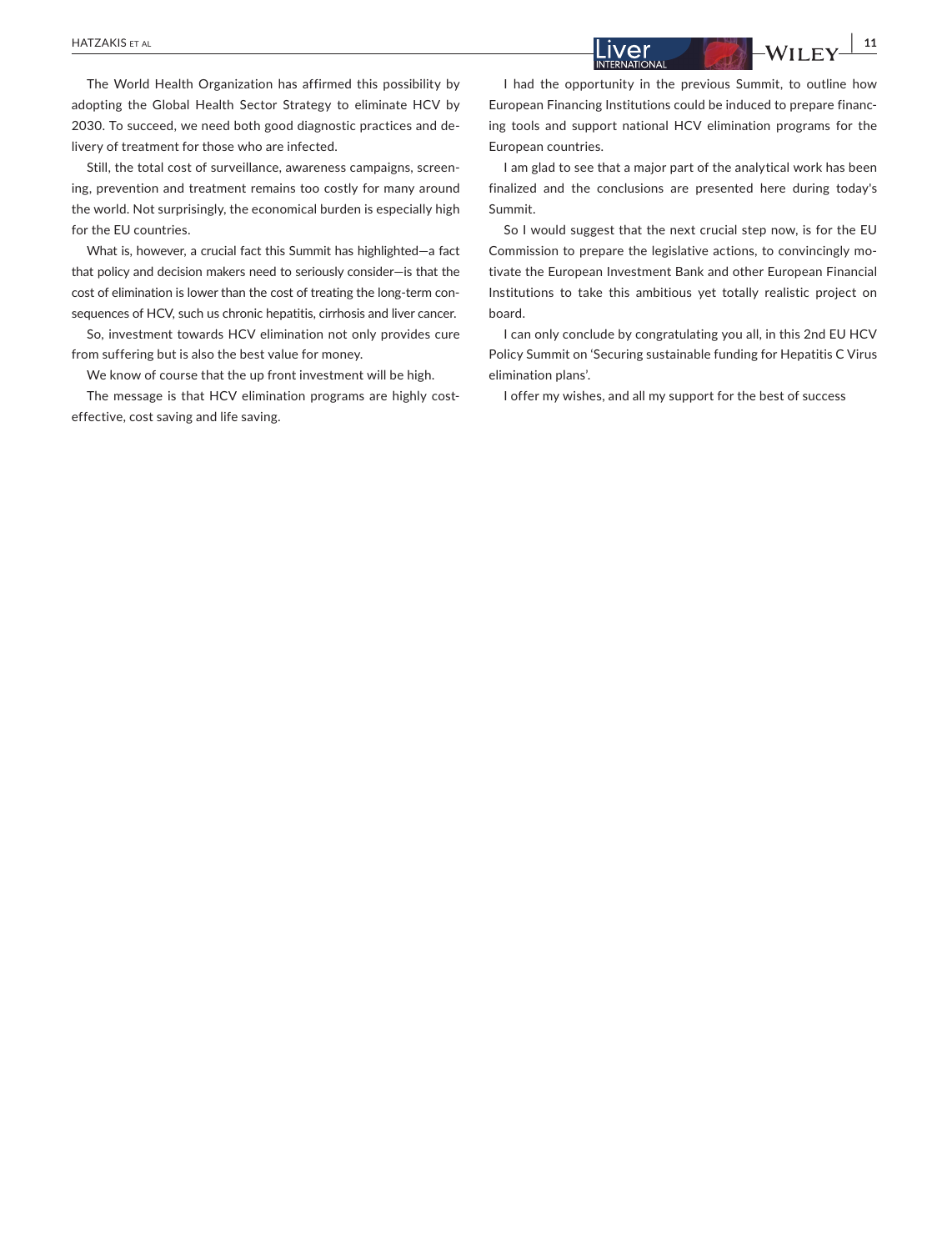The World Health Organization has affirmed this possibility by adopting the Global Health Sector Strategy to eliminate HCV by 2030. To succeed, we need both good diagnostic practices and delivery of treatment for those who are infected.

Still, the total cost of surveillance, awareness campaigns, screening, prevention and treatment remains too costly for many around the world. Not surprisingly, the economical burden is especially high for the EU countries.

What is, however, a crucial fact this Summit has highlighted—a fact that policy and decision makers need to seriously consider—is that the cost of elimination is lower than the cost of treating the long-term consequences of HCV, such us chronic hepatitis, cirrhosis and liver cancer.

So, investment towards HCV elimination not only provides cure from suffering but is also the best value for money.

We know of course that the up front investment will be high.

The message is that HCV elimination programs are highly cost-effective, cost saving and life saving.

I had the opportunity in the previous Summit, to outline how European Financing Institutions could be induced to prepare financing tools and support national HCV elimination programs for the European countries.

I am glad to see that a major part of the analytical work has been finalized and the conclusions are presented here during today's Summit.

So I would suggest that the next crucial step now, is for the EU Commission to prepare the legislative actions, to convincingly motivate the European Investment Bank and other European Financial Institutions to take this ambitious yet totally realistic project on board.

I can only conclude by congratulating you all, in this 2nd EU HCV Policy Summit on 'Securing sustainable funding for Hepatitis C Virus elimination plans'.

I offer my wishes, and all my support for the best of success